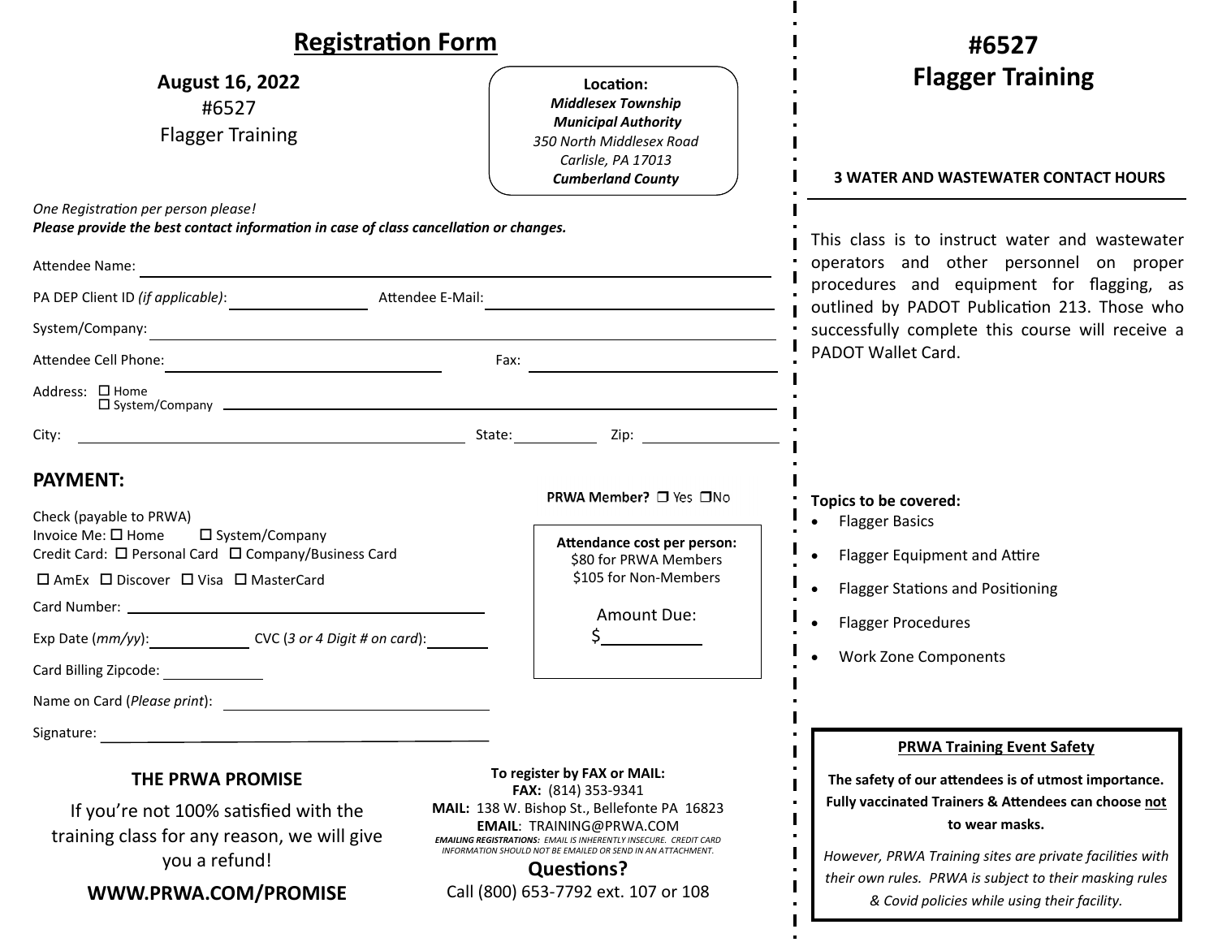## Registration Form

**August 16, 2022**
#6527
Flagger Training

**Location:**
***Middlesex Township Municipal Authority***
*350 North Middlesex Road*
*Carlisle, PA 17013*
***Cumberland County***

*One Registration per person please!*
***Please provide the best contact information in case of class cancellation or changes.***

Attendee Name: ______________________________

PA DEP Client ID *(if applicable)*: ______________ Attendee E-Mail: ______________________

System/Company: ______________________________

Attendee Cell Phone: ______________________ Fax: ______________________

Address: ☐ Home ☐ System/Company ______________________________

City: ______________________ State: __________ Zip: __________

### PAYMENT:

PRWA Member? ☐ Yes ☐ No

Check (payable to PRWA)
Invoice Me: ☐ Home ☐ System/Company
Credit Card: ☐ Personal Card ☐ Company/Business Card

☐ AmEx ☐ Discover ☐ Visa ☐ MasterCard

Card Number: ______________________________

Exp Date (*mm/yy*): __________ CVC (*3 or 4 Digit # on card*): __________

Card Billing Zipcode: __________

Name on Card (*Please print*): ______________________

Signature: ______________________________

**Attendance cost per person:**
$80 for PRWA Members
$105 for Non-Members

Amount Due:
$__________

### THE PRWA PROMISE

If you're not 100% satisfied with the training class for any reason, we will give you a refund!

**WWW.PRWA.COM/PROMISE**

**To register by FAX or MAIL:**
**FAX:** (814) 353-9341
**MAIL:** 138 W. Bishop St., Bellefonte PA 16823
**EMAIL**: TRAINING@PRWA.COM
***EMAILING REGISTRATIONS:*** *EMAIL IS INHERENTLY INSECURE. CREDIT CARD INFORMATION SHOULD NOT BE EMAILED OR SEND IN AN ATTACHMENT.*

**Questions?**
Call (800) 653-7792 ext. 107 or 108

# #6527 Flagger Training

**3 WATER AND WASTEWATER CONTACT HOURS**

This class is to instruct water and wastewater operators and other personnel on proper procedures and equipment for flagging, as outlined by PADOT Publication 213. Those who successfully complete this course will receive a PADOT Wallet Card.

**Topics to be covered:**

- Flagger Basics
- Flagger Equipment and Attire
- Flagger Stations and Positioning
- Flagger Procedures
- Work Zone Components

**PRWA Training Event Safety**

**The safety of our attendees is of utmost importance. Fully vaccinated Trainers & Attendees can choose not to wear masks.**

*However, PRWA Training sites are private facilities with their own rules. PRWA is subject to their masking rules & Covid policies while using their facility.*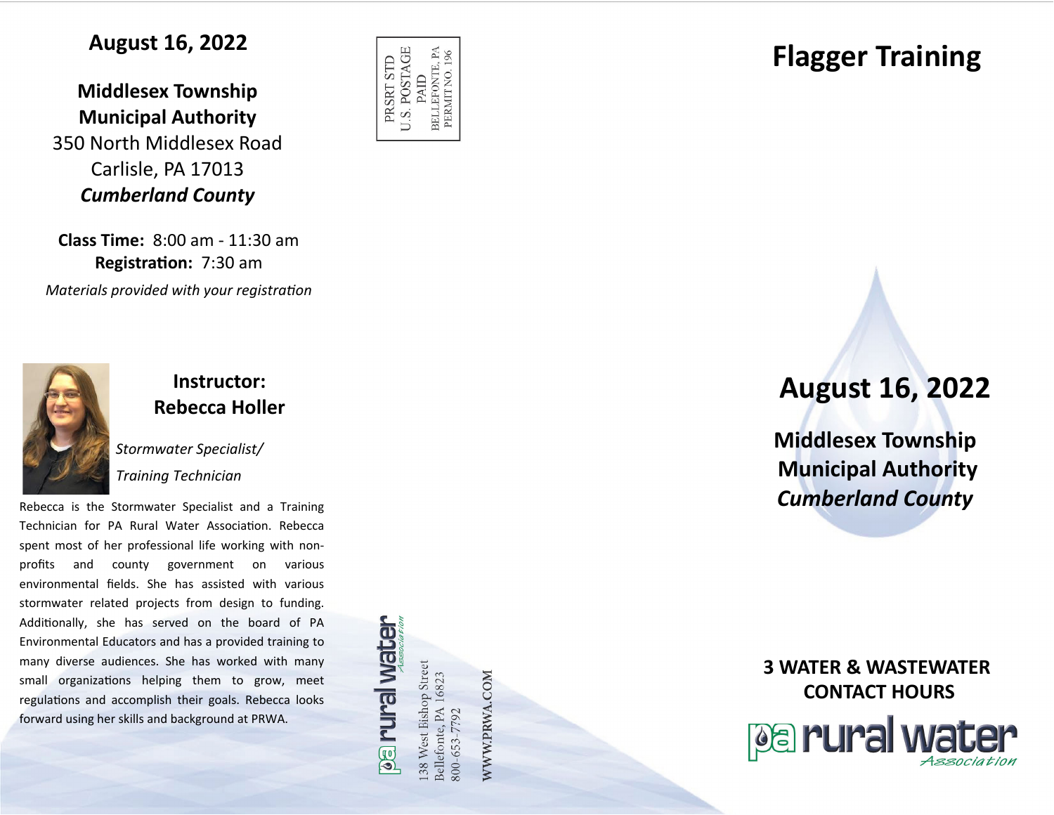**August 16, 2022**

**Middlesex Township Municipal Authority**
350 North Middlesex Road
Carlisle, PA 17013
***Cumberland County***

**Class Time:** 8:00 am - 11:30 am
**Registration:** 7:30 am

*Materials provided with your registration*

**Instructor: Rebecca Holler**

*Stormwater Specialist/ Training Technician*

Rebecca is the Stormwater Specialist and a Training Technician for PA Rural Water Association. Rebecca spent most of her professional life working with non-profits and county government on various environmental fields. She has assisted with various stormwater related projects from design to funding. Additionally, she has served on the board of PA Environmental Educators and has a provided training to many diverse audiences. She has worked with many small organizations helping them to grow, meet regulations and accomplish their goals. Rebecca looks forward using her skills and background at PRWA.

PRSRT STD
U.S. POSTAGE
PAID
BELLEFONTE, PA
PERMIT NO. 196

pa rural water Association
138 West Bishop Street
Bellefonte, PA 16823
800-653-7792

WWW.PRWA.COM

# Flagger Training

**August 16, 2022**

**Middlesex Township Municipal Authority**
***Cumberland County***

**3 WATER & WASTEWATER CONTACT HOURS**

pa rural water Association